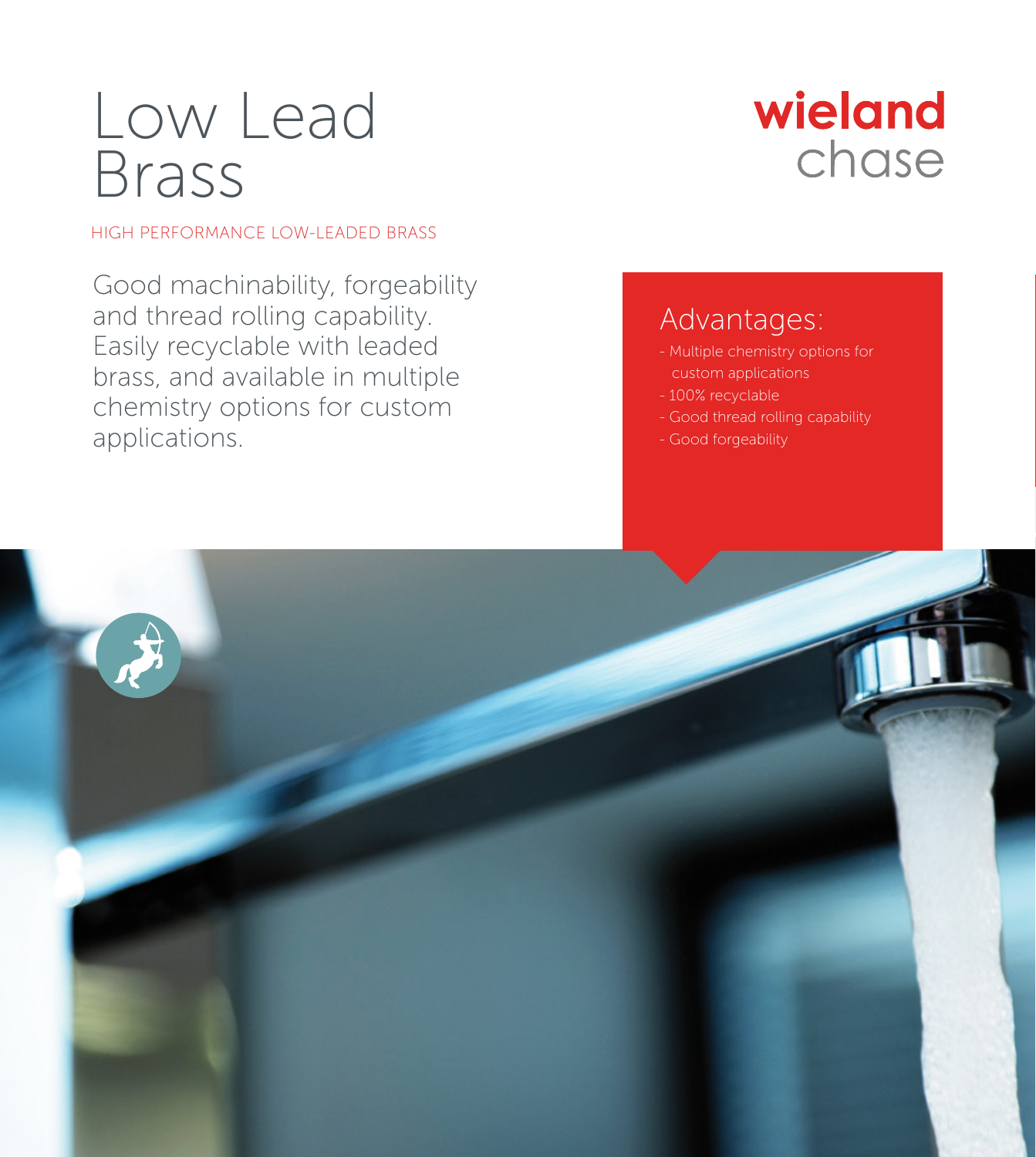# Low Lead Brass

wieland chase

HIGH PERFORMANCE LOW-LEADED BRASS

Good machinability, forgeability and thread rolling capability. Easily recyclable with leaded brass, and available in multiple chemistry options for custom applications.

## Advantages:

- Multiple chemistry options for custom applications
- 100% recyclable
- Good thread rolling capability
- Good forgeability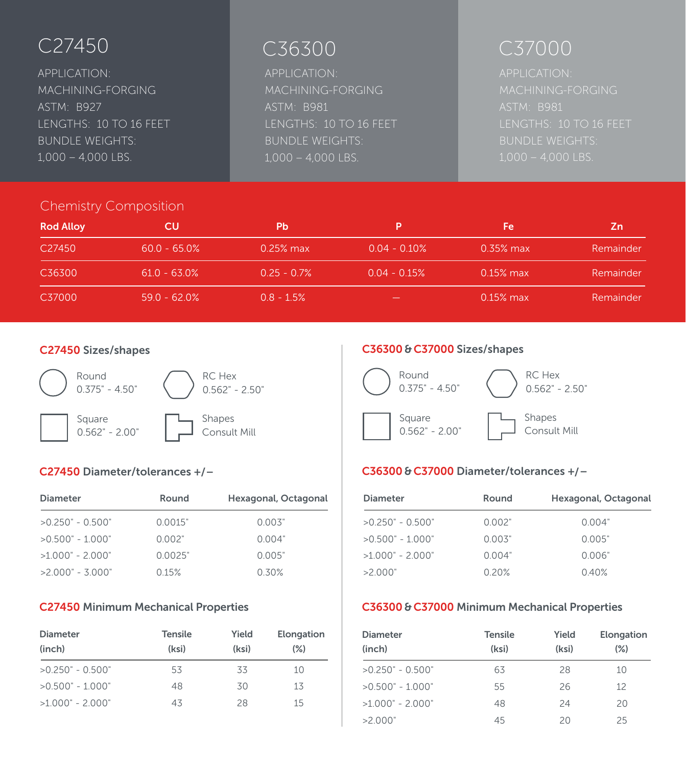## C27450

APPLICATION:
MACHINING-FORGING
ASTM: B927
LENGTHS: 10 TO 16 FEET
BUNDLE WEIGHTS:
1,000 – 4,000 LBS.

## C36300

APPLICATION:
MACHINING-FORGING
ASTM: B981
LENGTHS: 10 TO 16 FEET
BUNDLE WEIGHTS:
1,000 – 4,000 LBS.

## C37000

APPLICATION:
MACHINING-FORGING
ASTM: B981
LENGTHS: 10 TO 16 FEET
BUNDLE WEIGHTS:
1,000 – 4,000 LBS.

## Chemistry Composition

| Rod Alloy | CU | Pb | P | Fe | Zn |
|---|---|---|---|---|---|
| C27450 | 60.0 - 65.0% | 0.25% max | 0.04 - 0.10% | 0.35% max | Remainder |
| C36300 | 61.0 - 63.0% | 0.25 - 0.7% | 0.04 - 0.15% | 0.15% max | Remainder |
| C37000 | 59.0 - 62.0% | 0.8 - 1.5% | — | 0.15% max | Remainder |

### C27450 Sizes/shapes

- Round 0.375" - 4.50"
- RC Hex 0.562" - 2.50"
- Square 0.562" - 2.00"
- Shapes Consult Mill

### C27450 Diameter/tolerances +/–

| Diameter | Round | Hexagonal, Octagonal |
|---|---|---|
| >0.250" - 0.500" | 0.0015" | 0.003" |
| >0.500" - 1.000" | 0.002" | 0.004" |
| >1.000" - 2.000" | 0.0025" | 0.005" |
| >2.000" - 3.000" | 0.15% | 0.30% |

### C27450 Minimum Mechanical Properties

| Diameter (inch) | Tensile (ksi) | Yield (ksi) | Elongation (%) |
|---|---|---|---|
| >0.250" - 0.500" | 53 | 33 | 10 |
| >0.500" - 1.000" | 48 | 30 | 13 |
| >1.000" - 2.000" | 43 | 28 | 15 |

### C36300 & C37000 Sizes/shapes

- Round 0.375" - 4.50"
- RC Hex 0.562" - 2.50"
- Square 0.562" - 2.00"
- Shapes Consult Mill

### C36300 & C37000 Diameter/tolerances +/–

| Diameter | Round | Hexagonal, Octagonal |
|---|---|---|
| >0.250" - 0.500" | 0.002" | 0.004" |
| >0.500" - 1.000" | 0.003" | 0.005" |
| >1.000" - 2.000" | 0.004" | 0.006" |
| >2.000" | 0.20% | 0.40% |

### C36300 & C37000 Minimum Mechanical Properties

| Diameter (inch) | Tensile (ksi) | Yield (ksi) | Elongation (%) |
|---|---|---|---|
| >0.250" - 0.500" | 63 | 28 | 10 |
| >0.500" - 1.000" | 55 | 26 | 12 |
| >1.000" - 2.000" | 48 | 24 | 20 |
| >2.000" | 45 | 20 | 25 |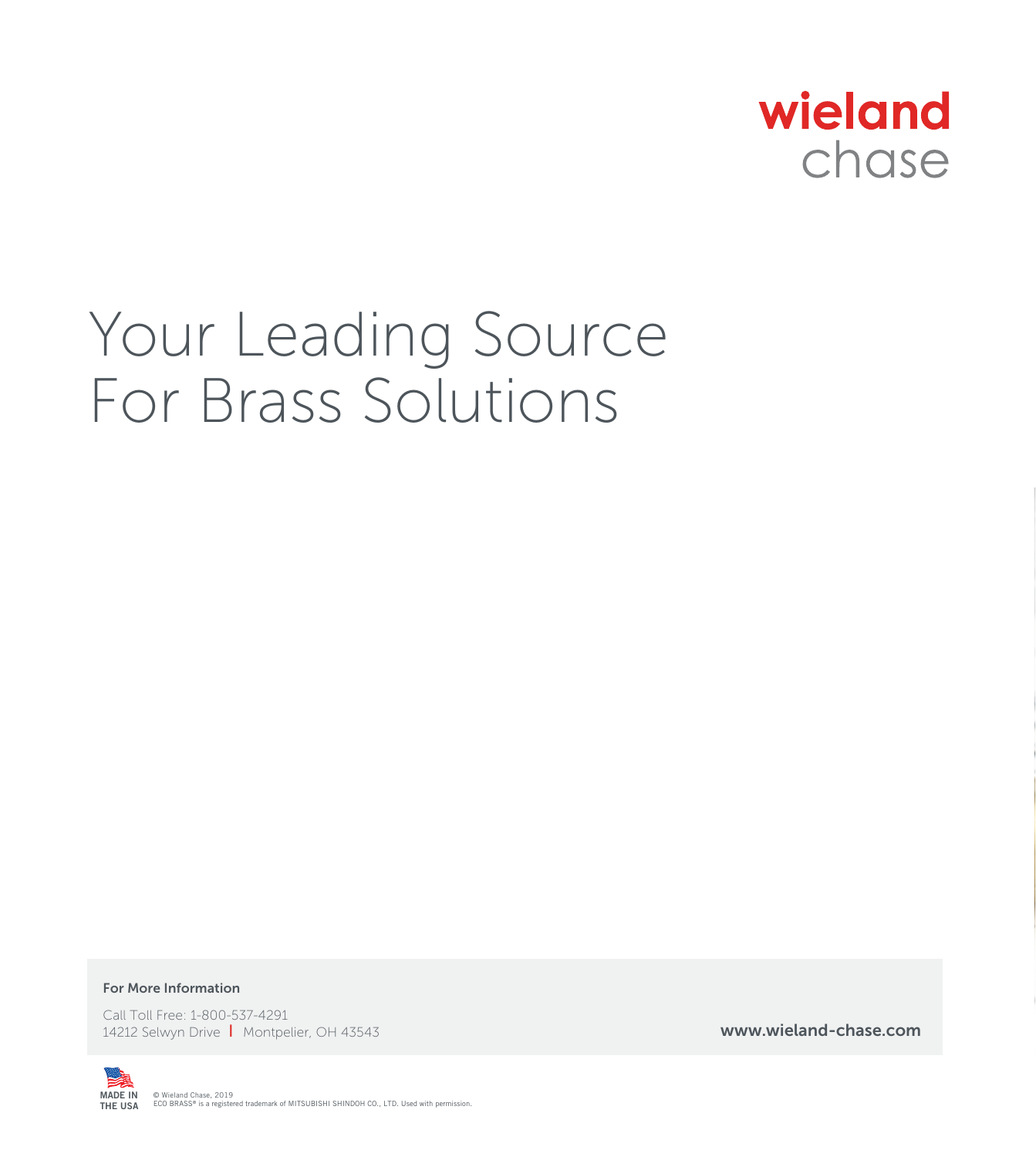wieland
chase

# Your Leading Source For Brass Solutions

**For More Information**

Call Toll Free: 1-800-537-4291
14212 Selwyn Drive | Montpelier, OH 43543

**www.wieland-chase.com**

MADE IN THE USA

© Wieland Chase, 2019
ECO BRASS® is a registered trademark of MITSUBISHI SHINDOH CO., LTD. Used with permission.